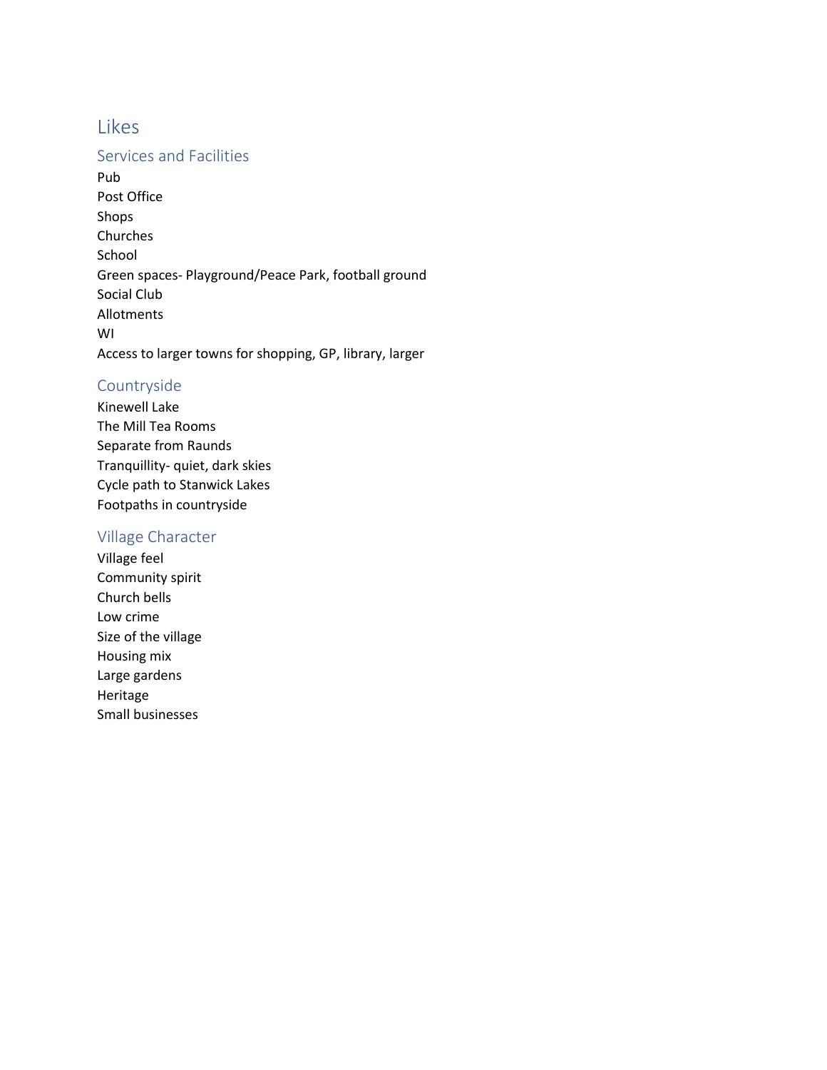# Likes

## Services and Facilities

Pub
Post Office
Shops
Churches
School
Green spaces- Playground/Peace Park, football ground
Social Club
Allotments
WI
Access to larger towns for shopping, GP, library, larger

## Countryside

Kinewell Lake
The Mill Tea Rooms
Separate from Raunds
Tranquillity- quiet, dark skies
Cycle path to Stanwick Lakes
Footpaths in countryside

## Village Character

Village feel
Community spirit
Church bells
Low crime
Size of the village
Housing mix
Large gardens
Heritage
Small businesses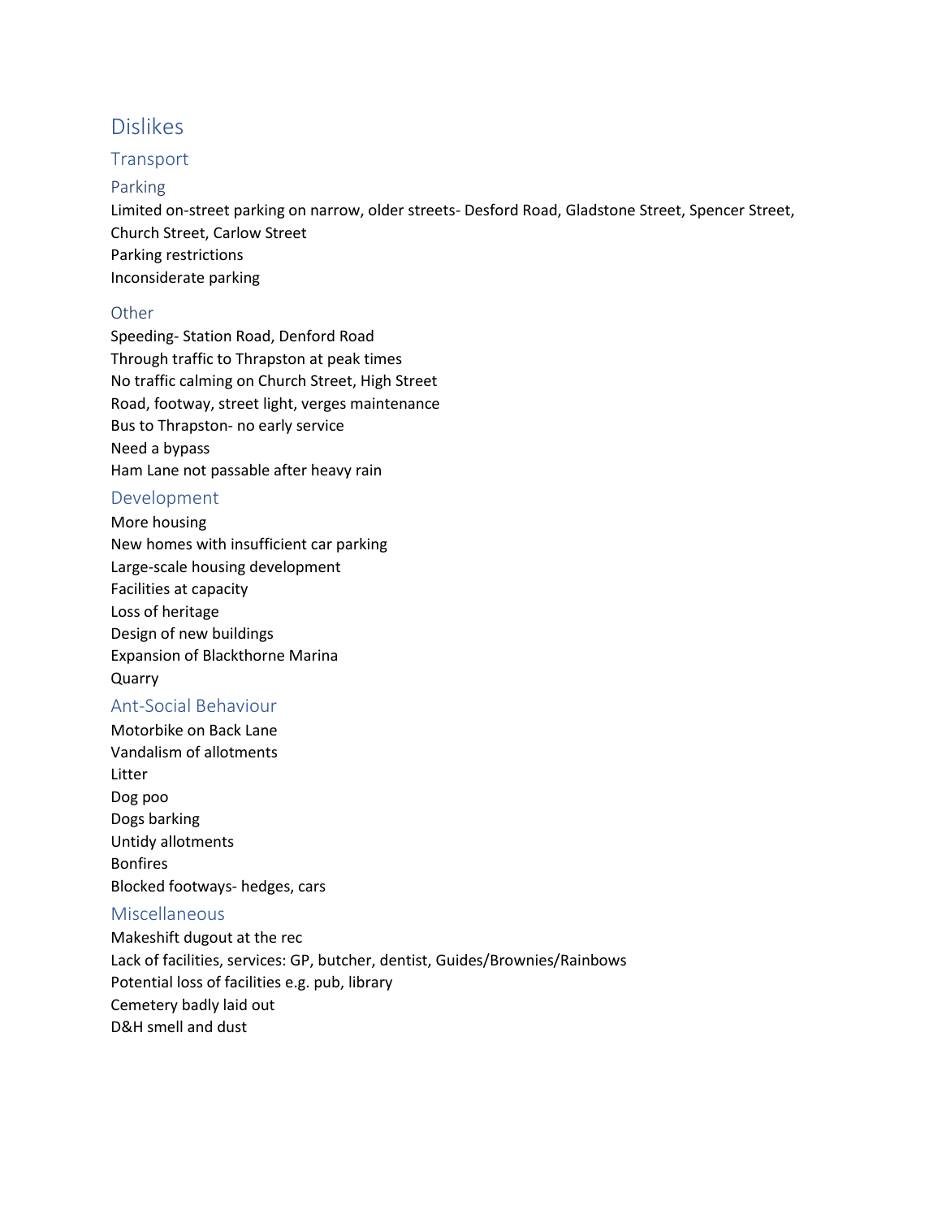# Dislikes

## Transport

### Parking

Limited on-street parking on narrow, older streets- Desford Road, Gladstone Street, Spencer Street, Church Street, Carlow Street

Parking restrictions

Inconsiderate parking

### Other

Speeding- Station Road, Denford Road

Through traffic to Thrapston at peak times

No traffic calming on Church Street, High Street

Road, footway, street light, verges maintenance

Bus to Thrapston- no early service

Need a bypass

Ham Lane not passable after heavy rain

## Development

More housing

New homes with insufficient car parking

Large-scale housing development

Facilities at capacity

Loss of heritage

Design of new buildings

Expansion of Blackthorne Marina

Quarry

## Ant-Social Behaviour

Motorbike on Back Lane

Vandalism of allotments

Litter

Dog poo

Dogs barking

Untidy allotments

Bonfires

Blocked footways- hedges, cars

## Miscellaneous

Makeshift dugout at the rec

Lack of facilities, services: GP, butcher, dentist, Guides/Brownies/Rainbows

Potential loss of facilities e.g. pub, library

Cemetery badly laid out

D&H smell and dust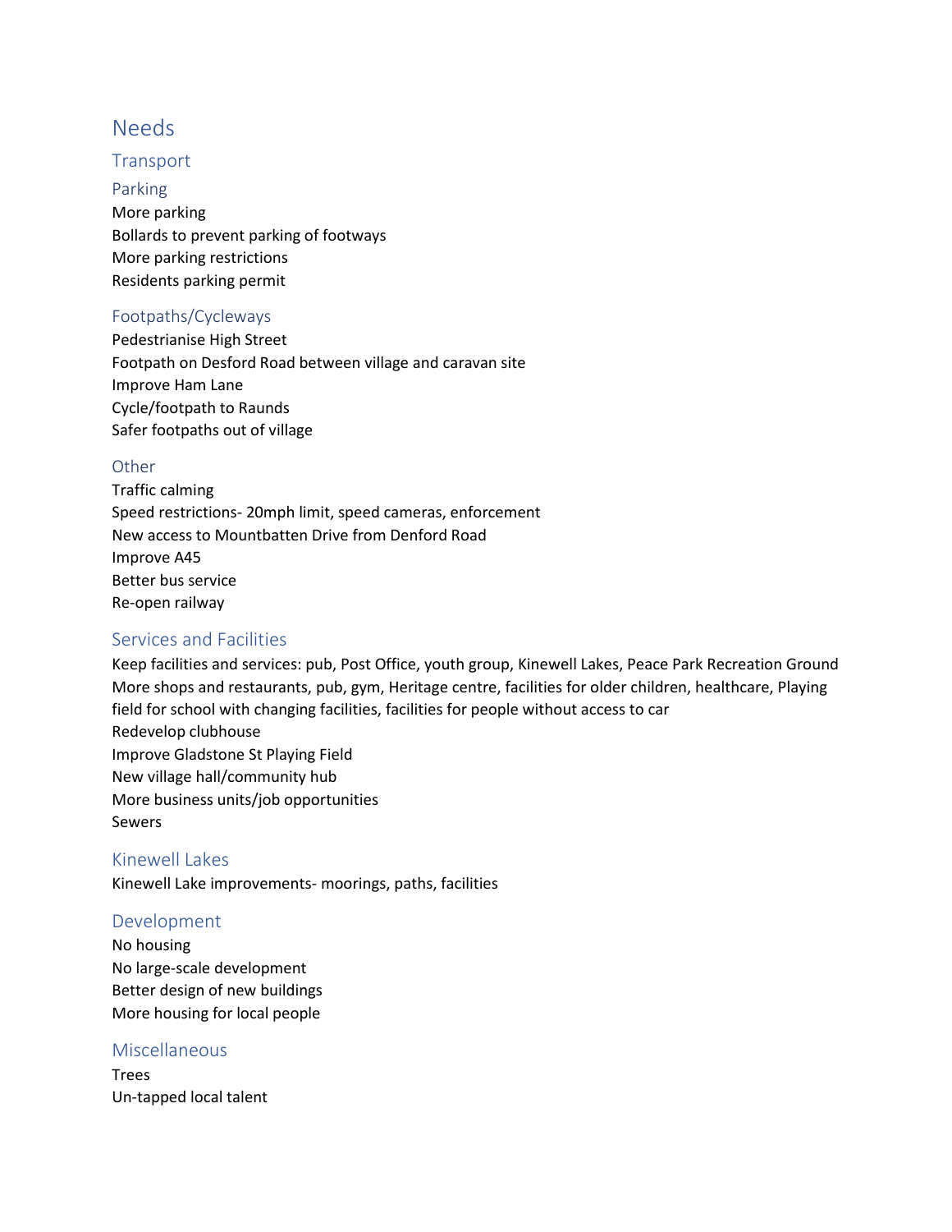# Needs

## Transport

### Parking

More parking
Bollards to prevent parking of footways
More parking restrictions
Residents parking permit

### Footpaths/Cycleways

Pedestrianise High Street
Footpath on Desford Road between village and caravan site
Improve Ham Lane
Cycle/footpath to Raunds
Safer footpaths out of village

### Other

Traffic calming
Speed restrictions- 20mph limit, speed cameras, enforcement
New access to Mountbatten Drive from Denford Road
Improve A45
Better bus service
Re-open railway

## Services and Facilities

Keep facilities and services: pub, Post Office, youth group, Kinewell Lakes, Peace Park Recreation Ground
More shops and restaurants, pub, gym, Heritage centre, facilities for older children, healthcare, Playing field for school with changing facilities, facilities for people without access to car
Redevelop clubhouse
Improve Gladstone St Playing Field
New village hall/community hub
More business units/job opportunities
Sewers

## Kinewell Lakes

Kinewell Lake improvements- moorings, paths, facilities

## Development

No housing
No large-scale development
Better design of new buildings
More housing for local people

## Miscellaneous

Trees
Un-tapped local talent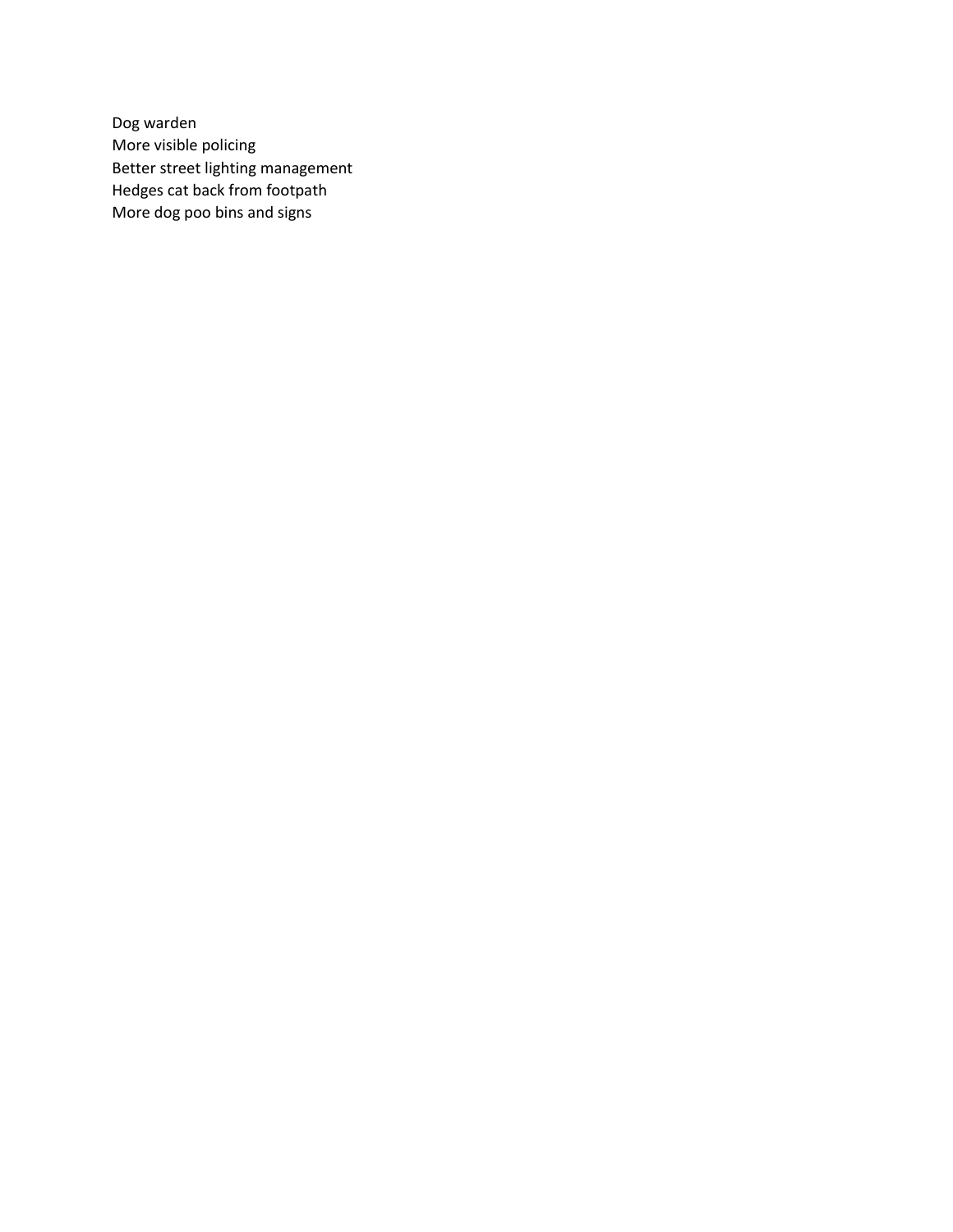Dog warden
More visible policing
Better street lighting management
Hedges cat back from footpath
More dog poo bins and signs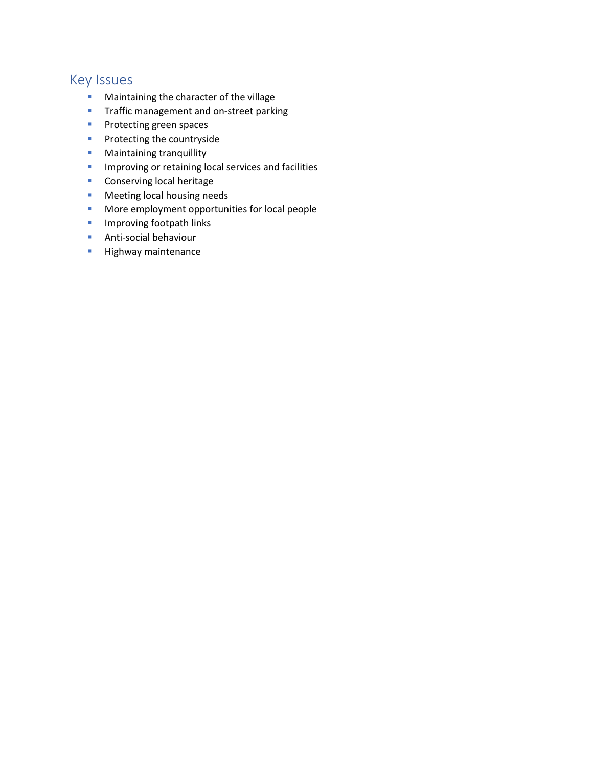## Key Issues

- Maintaining the character of the village
- Traffic management and on-street parking
- Protecting green spaces
- Protecting the countryside
- Maintaining tranquillity
- Improving or retaining local services and facilities
- Conserving local heritage
- Meeting local housing needs
- More employment opportunities for local people
- Improving footpath links
- Anti-social behaviour
- Highway maintenance